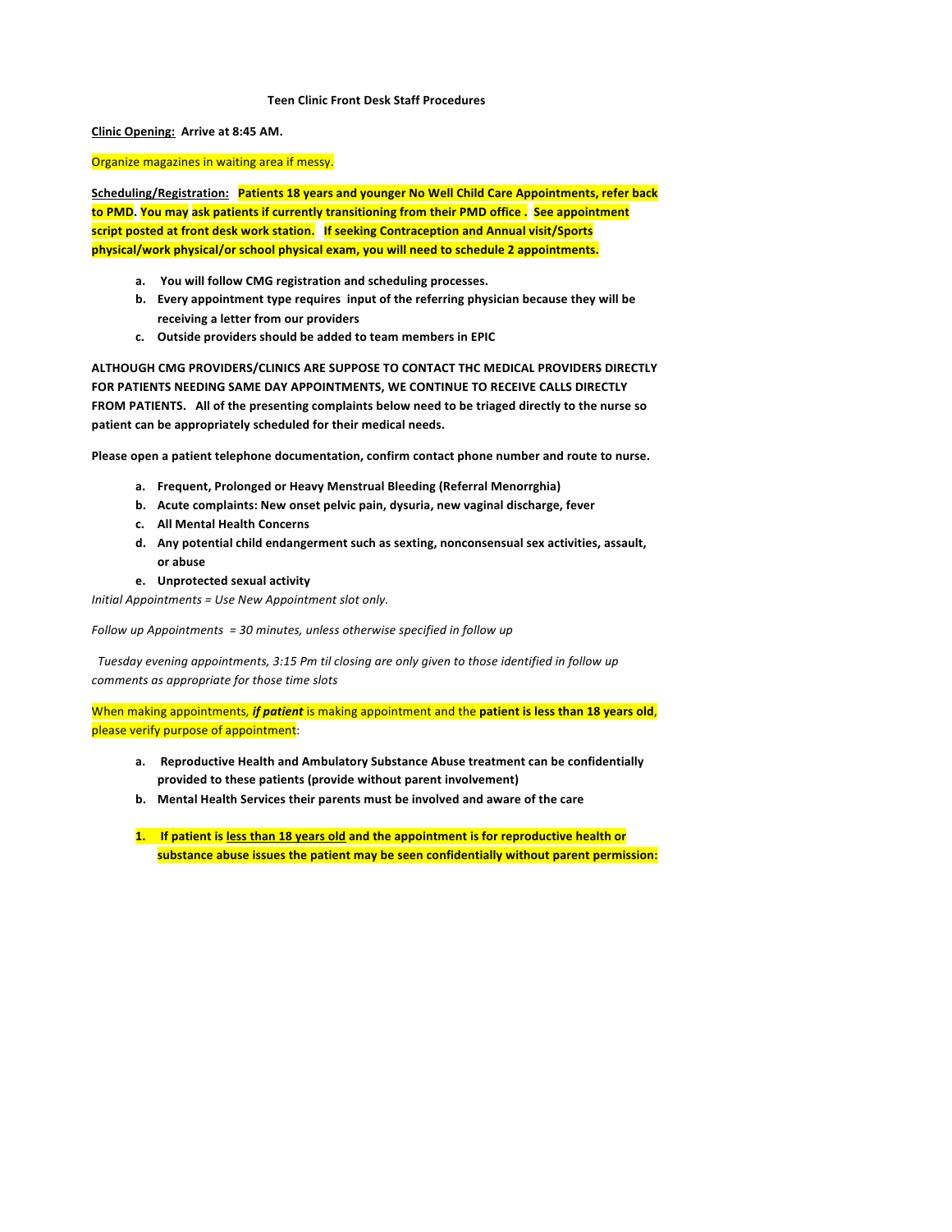**Teen Clinic Front Desk Staff Procedures**

**Clinic Opening:** **Arrive at 8:45 AM.**

Organize magazines in waiting area if messy.

**Scheduling/Registration:** **Patients 18 years and younger No Well Child Care Appointments, refer back to PMD. You may ask patients if currently transitioning from their PMD office . See appointment script posted at front desk work station. If seeking Contraception and Annual visit/Sports physical/work physical/or school physical exam, you will need to schedule 2 appointments.**

- a. **You will follow CMG registration and scheduling processes.**
- b. **Every appointment type requires input of the referring physician because they will be receiving a letter from our providers**
- c. **Outside providers should be added to team members in EPIC**

**ALTHOUGH CMG PROVIDERS/CLINICS ARE SUPPOSE TO CONTACT THC MEDICAL PROVIDERS DIRECTLY FOR PATIENTS NEEDING SAME DAY APPOINTMENTS, WE CONTINUE TO RECEIVE CALLS DIRECTLY FROM PATIENTS. All of the presenting complaints below need to be triaged directly to the nurse so patient can be appropriately scheduled for their medical needs.**

**Please open a patient telephone documentation, confirm contact phone number and route to nurse.**

- a. **Frequent, Prolonged or Heavy Menstrual Bleeding (Referral Menorrghia)**
- b. **Acute complaints: New onset pelvic pain, dysuria, new vaginal discharge, fever**
- c. **All Mental Health Concerns**
- d. **Any potential child endangerment such as sexting, nonconsensual sex activities, assault, or abuse**
- e. **Unprotected sexual activity**

*Initial Appointments = Use New Appointment slot only.*

*Follow up Appointments = 30 minutes, unless otherwise specified in follow up*

*Tuesday evening appointments, 3:15 Pm til closing are only given to those identified in follow up comments as appropriate for those time slots*

When making appointments, ***if patient*** is making appointment and the **patient is less than 18 years old**, please verify purpose of appointment:

- a. **Reproductive Health and Ambulatory Substance Abuse treatment can be confidentially provided to these patients (provide without parent involvement)**
- b. **Mental Health Services their parents must be involved and aware of the care**

1. **If patient is <u>less than 18 years old</u> and the appointment is for reproductive health or substance abuse issues the patient may be seen confidentially without parent permission:**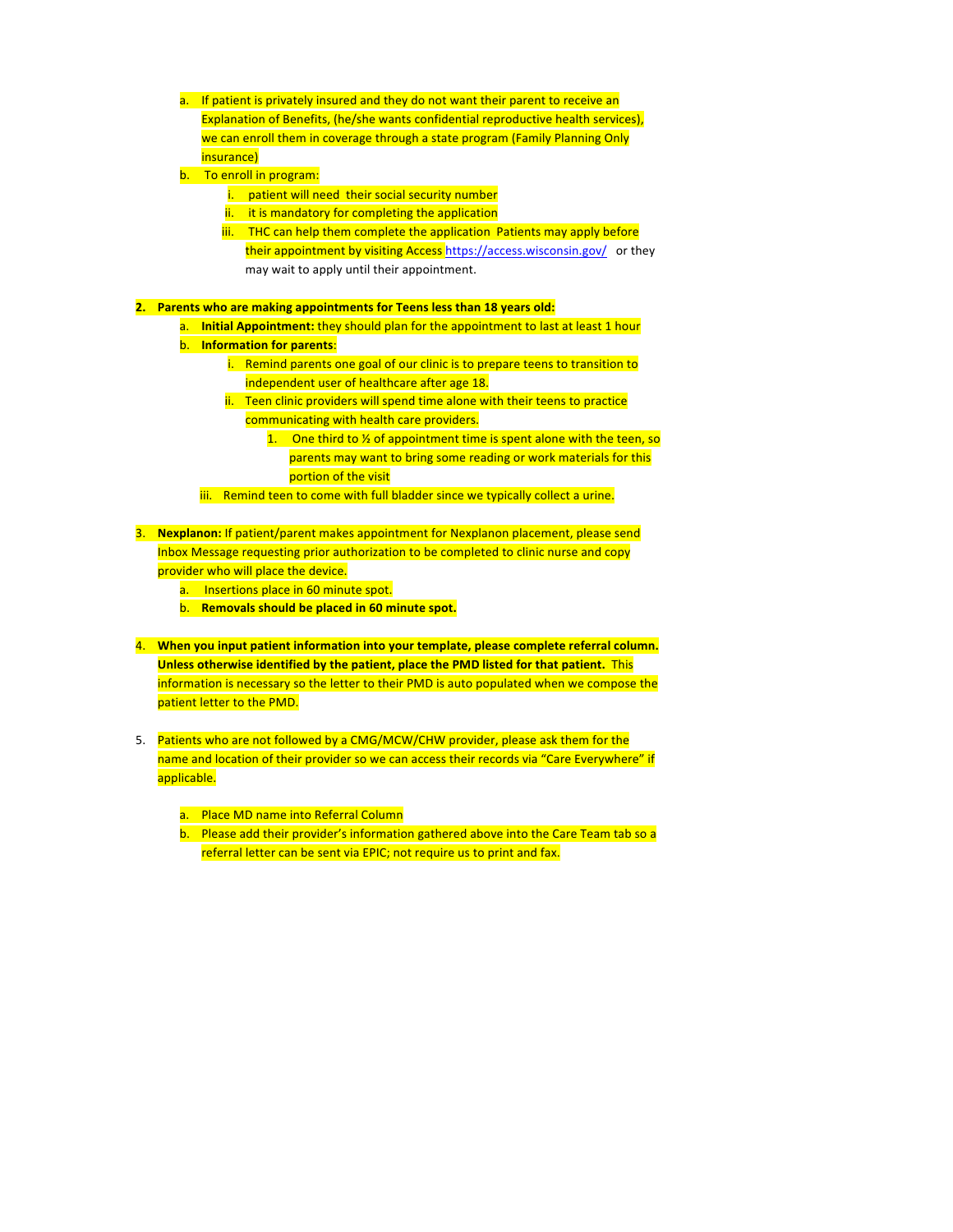a. If patient is privately insured and they do not want their parent to receive an Explanation of Benefits, (he/she wants confidential reproductive health services), we can enroll them in coverage through a state program (Family Planning Only insurance)
   b. To enroll in program:
      i. patient will need their social security number
      ii. it is mandatory for completing the application
      iii. THC can help them complete the application Patients may apply before their appointment by visiting Access https://access.wisconsin.gov/ or they may wait to apply until their appointment.

2. **Parents who are making appointments for Teens less than 18 years old:**
   a. **Initial Appointment:** they should plan for the appointment to last at least 1 hour
   b. **Information for parents**:
      i. Remind parents one goal of our clinic is to prepare teens to transition to independent user of healthcare after age 18.
      ii. Teen clinic providers will spend time alone with their teens to practice communicating with health care providers.
         1. One third to ½ of appointment time is spent alone with the teen, so parents may want to bring some reading or work materials for this portion of the visit
      iii. Remind teen to come with full bladder since we typically collect a urine.

3. **Nexplanon:** If patient/parent makes appointment for Nexplanon placement, please send Inbox Message requesting prior authorization to be completed to clinic nurse and copy provider who will place the device.
   a. Insertions place in 60 minute spot.
   b. **Removals should be placed in 60 minute spot.**

4. **When you input patient information into your template, please complete referral column. Unless otherwise identified by the patient, place the PMD listed for that patient.** This information is necessary so the letter to their PMD is auto populated when we compose the patient letter to the PMD.

5. Patients who are not followed by a CMG/MCW/CHW provider, please ask them for the name and location of their provider so we can access their records via "Care Everywhere" if applicable.

   a. Place MD name into Referral Column
   b. Please add their provider's information gathered above into the Care Team tab so a referral letter can be sent via EPIC; not require us to print and fax.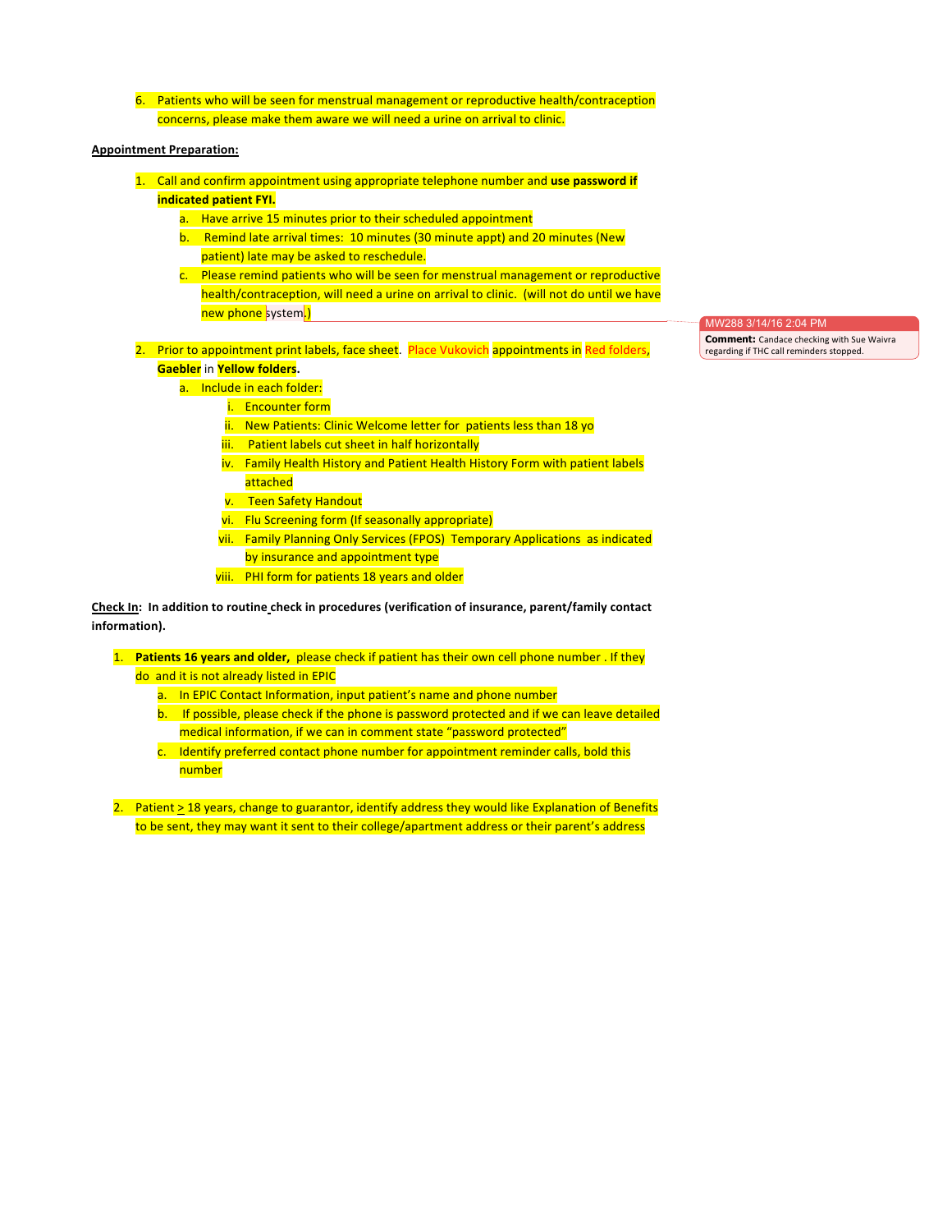6. Patients who will be seen for menstrual management or reproductive health/contraception concerns, please make them aware we will need a urine on arrival to clinic.

**Appointment Preparation:**

1. Call and confirm appointment using appropriate telephone number and **use password if indicated patient FYI.**
   a. Have arrive 15 minutes prior to their scheduled appointment
   b. Remind late arrival times: 10 minutes (30 minute appt) and 20 minutes (New patient) late may be asked to reschedule.
   c. Please remind patients who will be seen for menstrual management or reproductive health/contraception, will need a urine on arrival to clinic. (will not do until we have new phone system.)

MW288 3/14/16 2:04 PM
**Comment:** Candace checking with Sue Waivra regarding if THC call reminders stopped.

2. Prior to appointment print labels, face sheet. Place Vukovich appointments in Red folders, **Gaebler** in **Yellow folders**.
   a. Include in each folder:
      i. Encounter form
      ii. New Patients: Clinic Welcome letter for patients less than 18 yo
      iii. Patient labels cut sheet in half horizontally
      iv. Family Health History and Patient Health History Form with patient labels attached
      v. Teen Safety Handout
      vi. Flu Screening form (If seasonally appropriate)
      vii. Family Planning Only Services (FPOS) Temporary Applications as indicated by insurance and appointment type
      viii. PHI form for patients 18 years and older

**Check In: In addition to routine check in procedures (verification of insurance, parent/family contact information).**

1. **Patients 16 years and older,** please check if patient has their own cell phone number . If they do and it is not already listed in EPIC
   a. In EPIC Contact Information, input patient's name and phone number
   b. If possible, please check if the phone is password protected and if we can leave detailed medical information, if we can in comment state "password protected"
   c. Identify preferred contact phone number for appointment reminder calls, bold this number

2. Patient $\geq$ 18 years, change to guarantor, identify address they would like Explanation of Benefits to be sent, they may want it sent to their college/apartment address or their parent's address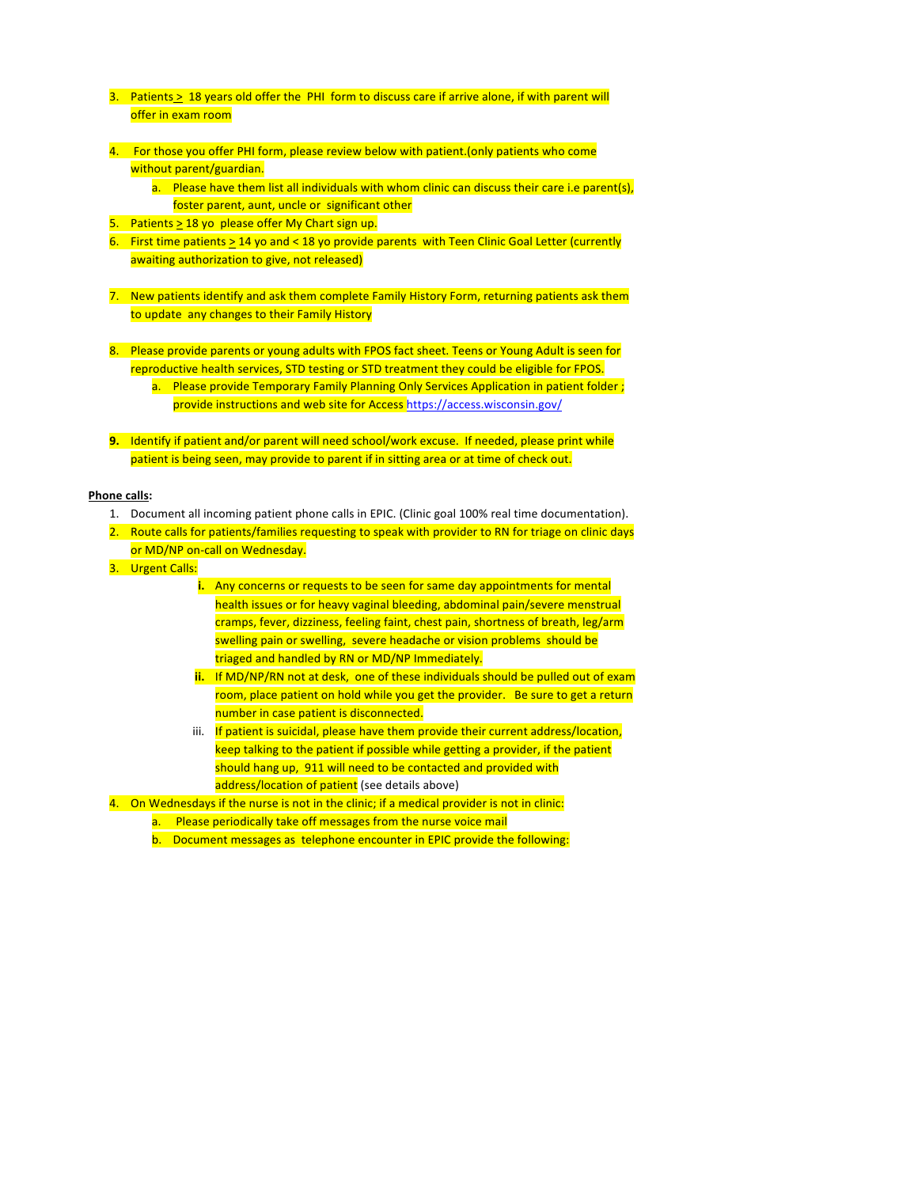3. Patients ≥ 18 years old offer the PHI form to discuss care if arrive alone, if with parent will offer in exam room

4. For those you offer PHI form, please review below with patient.(only patients who come without parent/guardian.
   a. Please have them list all individuals with whom clinic can discuss their care i.e parent(s), foster parent, aunt, uncle or significant other
5. Patients ≥ 18 yo please offer My Chart sign up.
6. First time patients ≥ 14 yo and < 18 yo provide parents with Teen Clinic Goal Letter (currently awaiting authorization to give, not released)

7. New patients identify and ask them complete Family History Form, returning patients ask them to update any changes to their Family History

8. Please provide parents or young adults with FPOS fact sheet. Teens or Young Adult is seen for reproductive health services, STD testing or STD treatment they could be eligible for FPOS.
   a. Please provide Temporary Family Planning Only Services Application in patient folder ; provide instructions and web site for Access https://access.wisconsin.gov/

9. Identify if patient and/or parent will need school/work excuse. If needed, please print while patient is being seen, may provide to parent if in sitting area or at time of check out.

**Phone calls:**

1. Document all incoming patient phone calls in EPIC. (Clinic goal 100% real time documentation).
2. Route calls for patients/families requesting to speak with provider to RN for triage on clinic days or MD/NP on-call on Wednesday.
3. Urgent Calls:
   i. Any concerns or requests to be seen for same day appointments for mental health issues or for heavy vaginal bleeding, abdominal pain/severe menstrual cramps, fever, dizziness, feeling faint, chest pain, shortness of breath, leg/arm swelling pain or swelling, severe headache or vision problems should be triaged and handled by RN or MD/NP Immediately.
   ii. If MD/NP/RN not at desk, one of these individuals should be pulled out of exam room, place patient on hold while you get the provider. Be sure to get a return number in case patient is disconnected.
   iii. If patient is suicidal, please have them provide their current address/location, keep talking to the patient if possible while getting a provider, if the patient should hang up, 911 will need to be contacted and provided with address/location of patient (see details above)
4. On Wednesdays if the nurse is not in the clinic; if a medical provider is not in clinic:
   a. Please periodically take off messages from the nurse voice mail
   b. Document messages as telephone encounter in EPIC provide the following: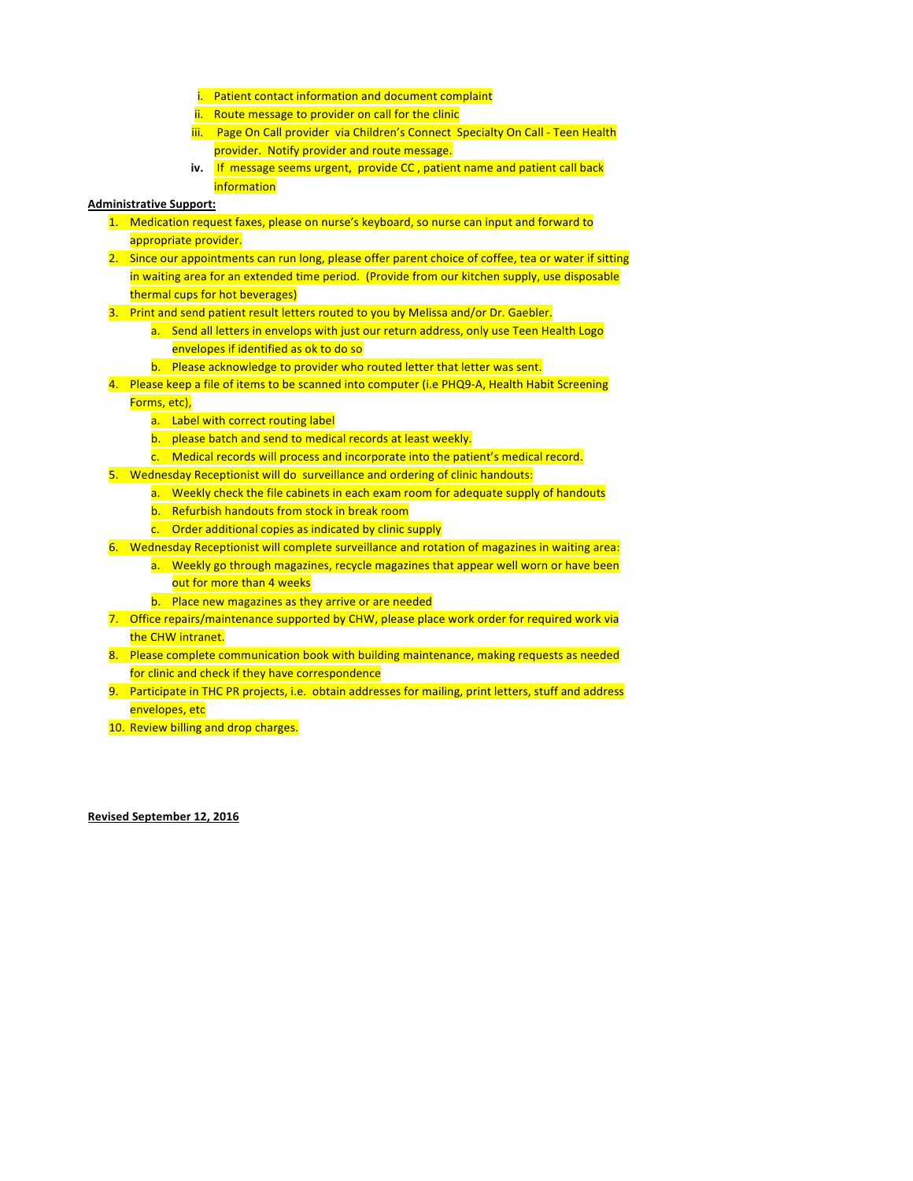i. Patient contact information and document complaint
   ii. Route message to provider on call for the clinic
   iii. Page On Call provider via Children's Connect Specialty On Call - Teen Health provider. Notify provider and route message.
   **iv.** If message seems urgent, provide CC , patient name and patient call back information

**Administrative Support:**

1. Medication request faxes, please on nurse's keyboard, so nurse can input and forward to appropriate provider.
2. Since our appointments can run long, please offer parent choice of coffee, tea or water if sitting in waiting area for an extended time period. (Provide from our kitchen supply, use disposable thermal cups for hot beverages)
3. Print and send patient result letters routed to you by Melissa and/or Dr. Gaebler.
   a. Send all letters in envelops with just our return address, only use Teen Health Logo envelopes if identified as ok to do so
   b. Please acknowledge to provider who routed letter that letter was sent.
4. Please keep a file of items to be scanned into computer (i.e PHQ9-A, Health Habit Screening Forms, etc),
   a. Label with correct routing label
   b. please batch and send to medical records at least weekly.
   c. Medical records will process and incorporate into the patient's medical record.
5. Wednesday Receptionist will do surveillance and ordering of clinic handouts:
   a. Weekly check the file cabinets in each exam room for adequate supply of handouts
   b. Refurbish handouts from stock in break room
   c. Order additional copies as indicated by clinic supply
6. Wednesday Receptionist will complete surveillance and rotation of magazines in waiting area:
   a. Weekly go through magazines, recycle magazines that appear well worn or have been out for more than 4 weeks
   b. Place new magazines as they arrive or are needed
7. Office repairs/maintenance supported by CHW, please place work order for required work via the CHW intranet.
8. Please complete communication book with building maintenance, making requests as needed for clinic and check if they have correspondence
9. Participate in THC PR projects, i.e. obtain addresses for mailing, print letters, stuff and address envelopes, etc
10. Review billing and drop charges.

**Revised September 12, 2016**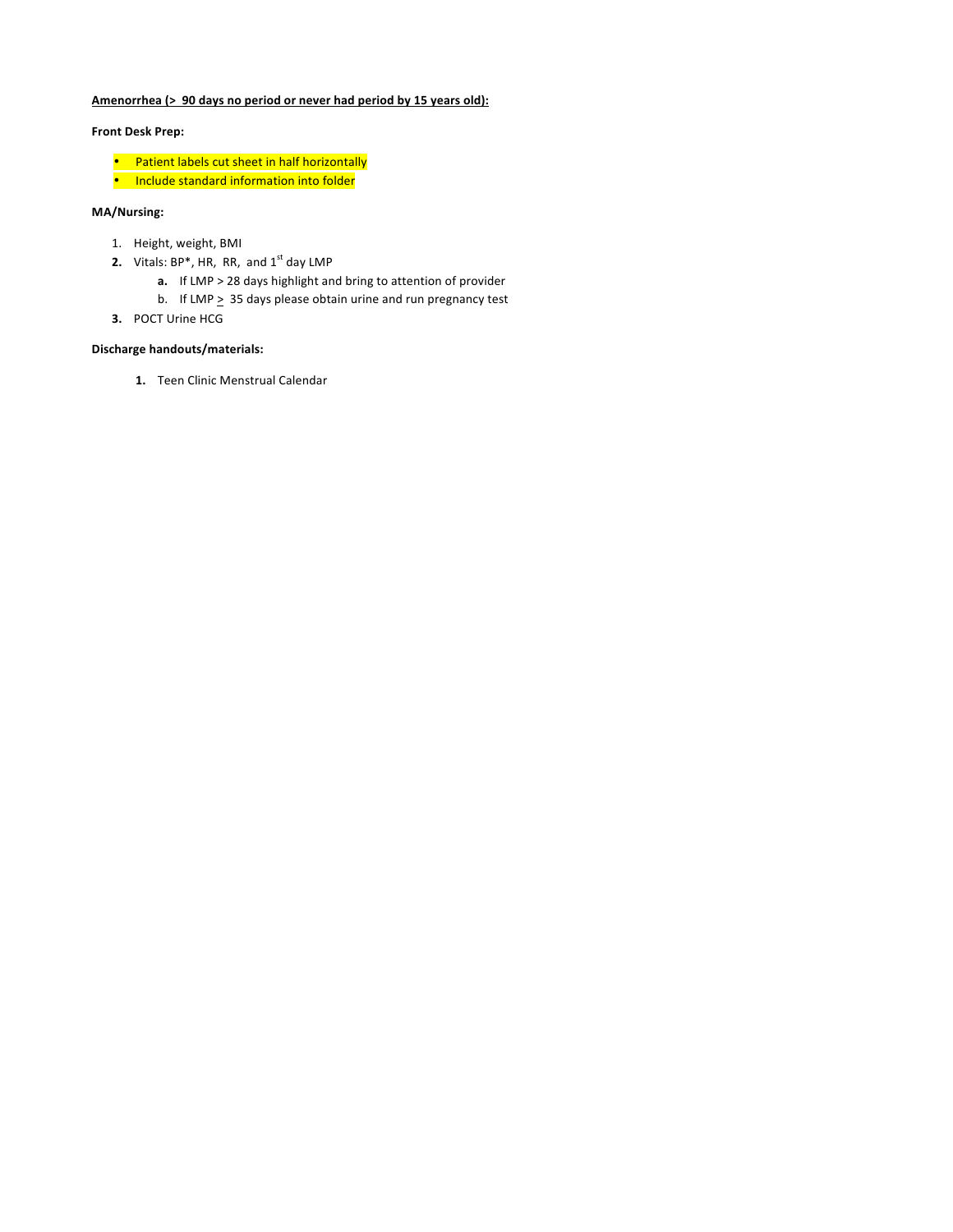**<u>Amenorrhea (> 90 days no period or never had period by 15 years old):</u>**

**Front Desk Prep:**

- Patient labels cut sheet in half horizontally
- Include standard information into folder

**MA/Nursing:**

1. Height, weight, BMI
2. Vitals: BP*, HR, RR, and 1st day LMP
   a. If LMP > 28 days highlight and bring to attention of provider
   b. If LMP ≥ 35 days please obtain urine and run pregnancy test
3. POCT Urine HCG

**Discharge handouts/materials:**

1. Teen Clinic Menstrual Calendar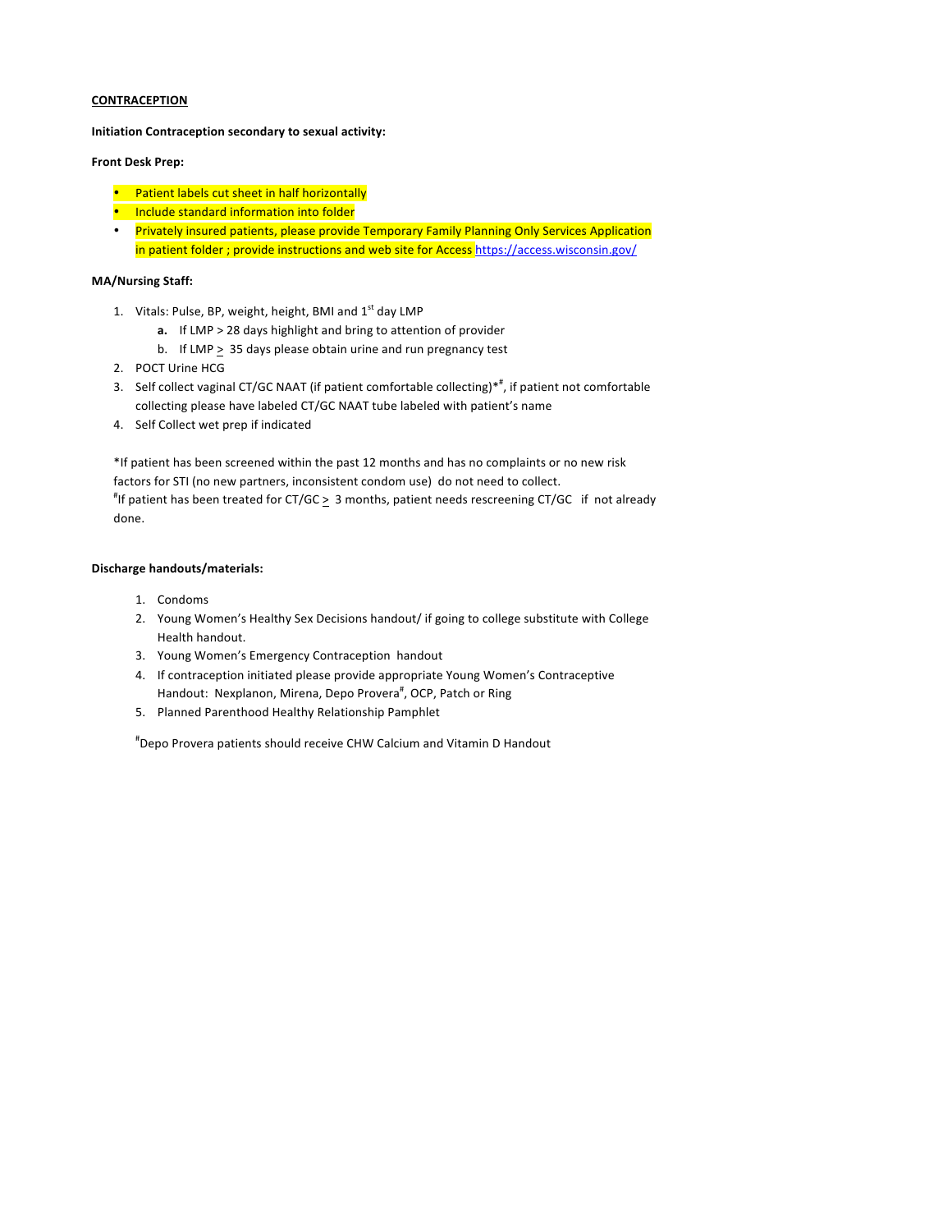**<u>CONTRACEPTION</u>**

**Initiation Contraception secondary to sexual activity:**

**Front Desk Prep:**

- Patient labels cut sheet in half horizontally
- Include standard information into folder
- Privately insured patients, please provide Temporary Family Planning Only Services Application in patient folder ; provide instructions and web site for Access https://access.wisconsin.gov/

**MA/Nursing Staff:**

1. Vitals: Pulse, BP, weight, height, BMI and 1st day LMP
   - **a.** If LMP > 28 days highlight and bring to attention of provider
   - b. If LMP ≥ 35 days please obtain urine and run pregnancy test
2. POCT Urine HCG
3. Self collect vaginal CT/GC NAAT (if patient comfortable collecting)*#, if patient not comfortable collecting please have labeled CT/GC NAAT tube labeled with patient's name
4. Self Collect wet prep if indicated

*If patient has been screened within the past 12 months and has no complaints or no new risk factors for STI (no new partners, inconsistent condom use) do not need to collect.
#If patient has been treated for CT/GC ≥ 3 months, patient needs rescreening CT/GC if not already done.

**Discharge handouts/materials:**

1. Condoms
2. Young Women's Healthy Sex Decisions handout/ if going to college substitute with College Health handout.
3. Young Women's Emergency Contraception handout
4. If contraception initiated please provide appropriate Young Women's Contraceptive Handout: Nexplanon, Mirena, Depo Provera#, OCP, Patch or Ring
5. Planned Parenthood Healthy Relationship Pamphlet

#Depo Provera patients should receive CHW Calcium and Vitamin D Handout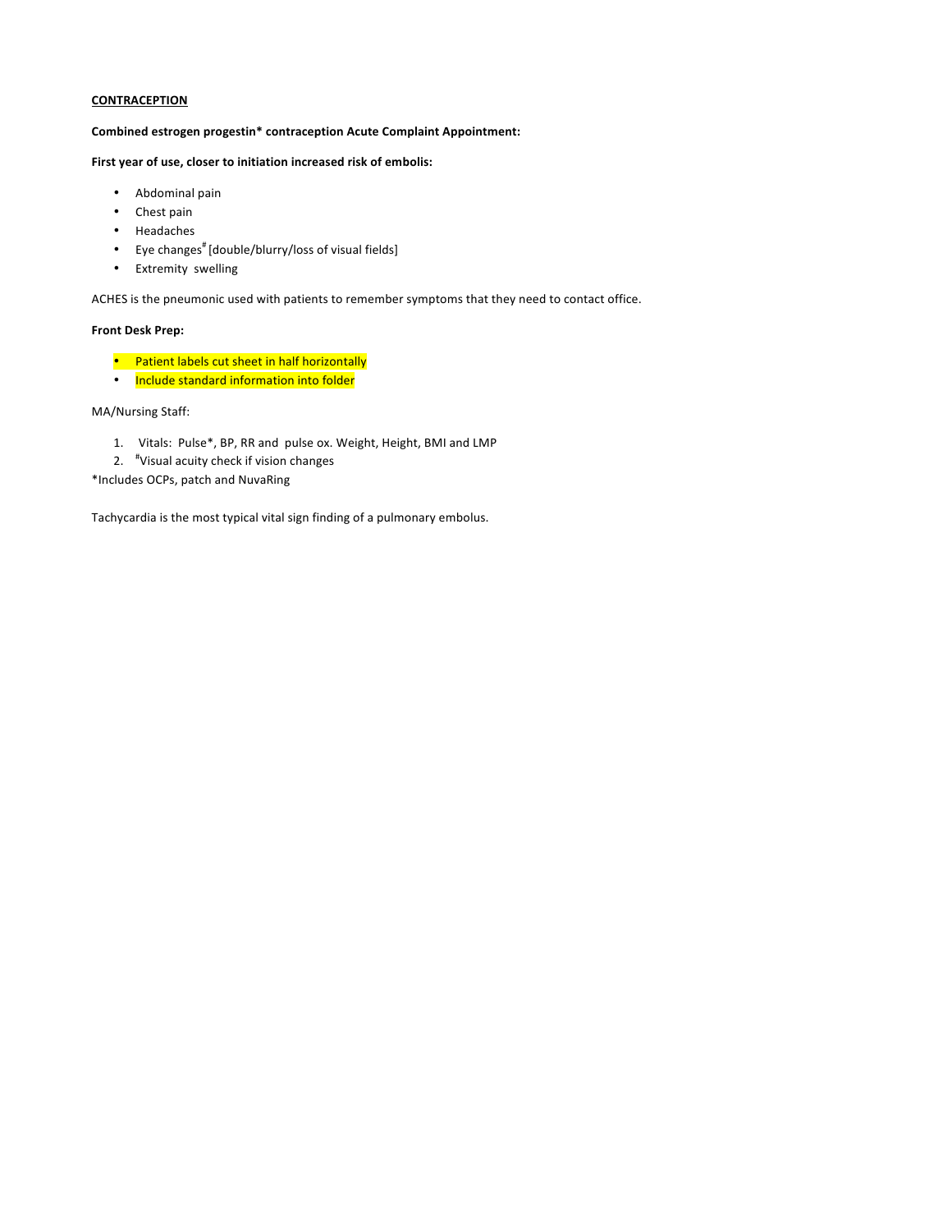**<u>CONTRACEPTION</u>**

**Combined estrogen progestin* contraception Acute Complaint Appointment:**

**First year of use, closer to initiation increased risk of embolis:**

- Abdominal pain
- Chest pain
- Headaches
- Eye changes[#] [double/blurry/loss of visual fields]
- Extremity swelling

ACHES is the pneumonic used with patients to remember symptoms that they need to contact office.

**Front Desk Prep:**

- Patient labels cut sheet in half horizontally
- Include standard information into folder

MA/Nursing Staff:

1. Vitals: Pulse*, BP, RR and pulse ox. Weight, Height, BMI and LMP
2. [#]Visual acuity check if vision changes

*Includes OCPs, patch and NuvaRing

Tachycardia is the most typical vital sign finding of a pulmonary embolus.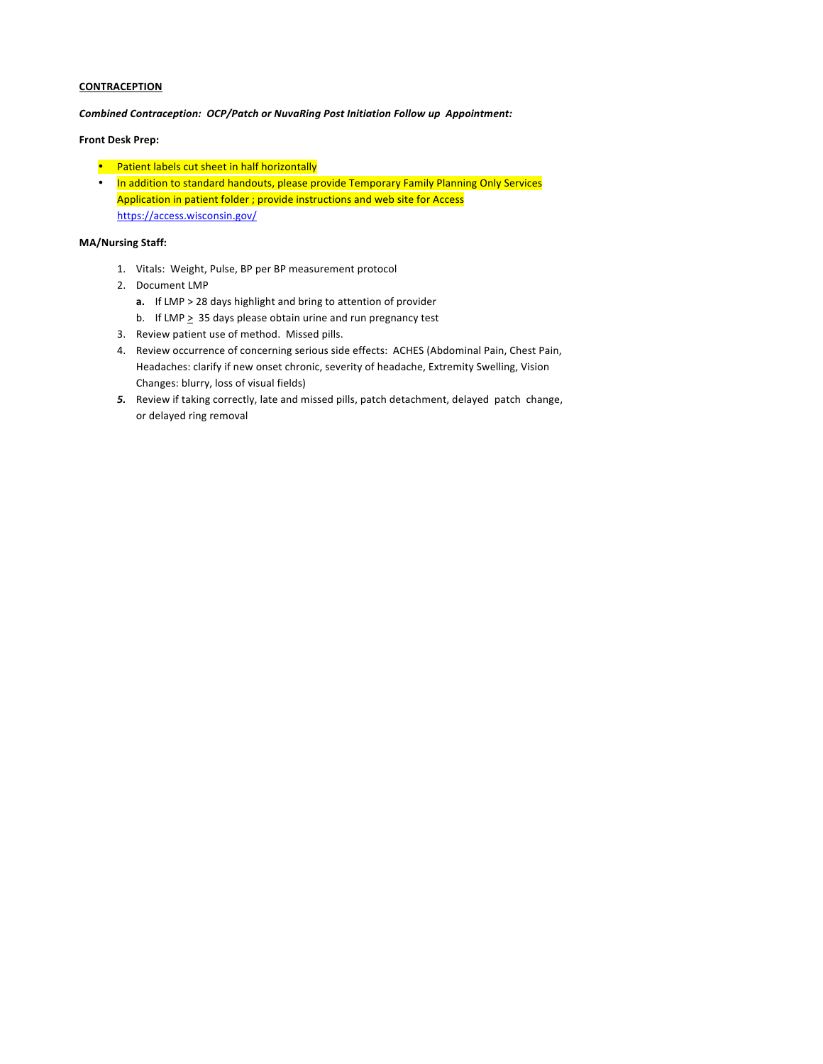**<u>CONTRACEPTION</u>**

***Combined Contraception: OCP/Patch or NuvaRing Post Initiation Follow up Appointment:***

**Front Desk Prep:**

- Patient labels cut sheet in half horizontally
- In addition to standard handouts, please provide Temporary Family Planning Only Services Application in patient folder ; provide instructions and web site for Access https://access.wisconsin.gov/

**MA/Nursing Staff:**

1. Vitals: Weight, Pulse, BP per BP measurement protocol
2. Document LMP
   a. If LMP > 28 days highlight and bring to attention of provider
   b. If LMP ≥ 35 days please obtain urine and run pregnancy test
3. Review patient use of method. Missed pills.
4. Review occurrence of concerning serious side effects: ACHES (Abdominal Pain, Chest Pain, Headaches: clarify if new onset chronic, severity of headache, Extremity Swelling, Vision Changes: blurry, loss of visual fields)
5. Review if taking correctly, late and missed pills, patch detachment, delayed patch change, or delayed ring removal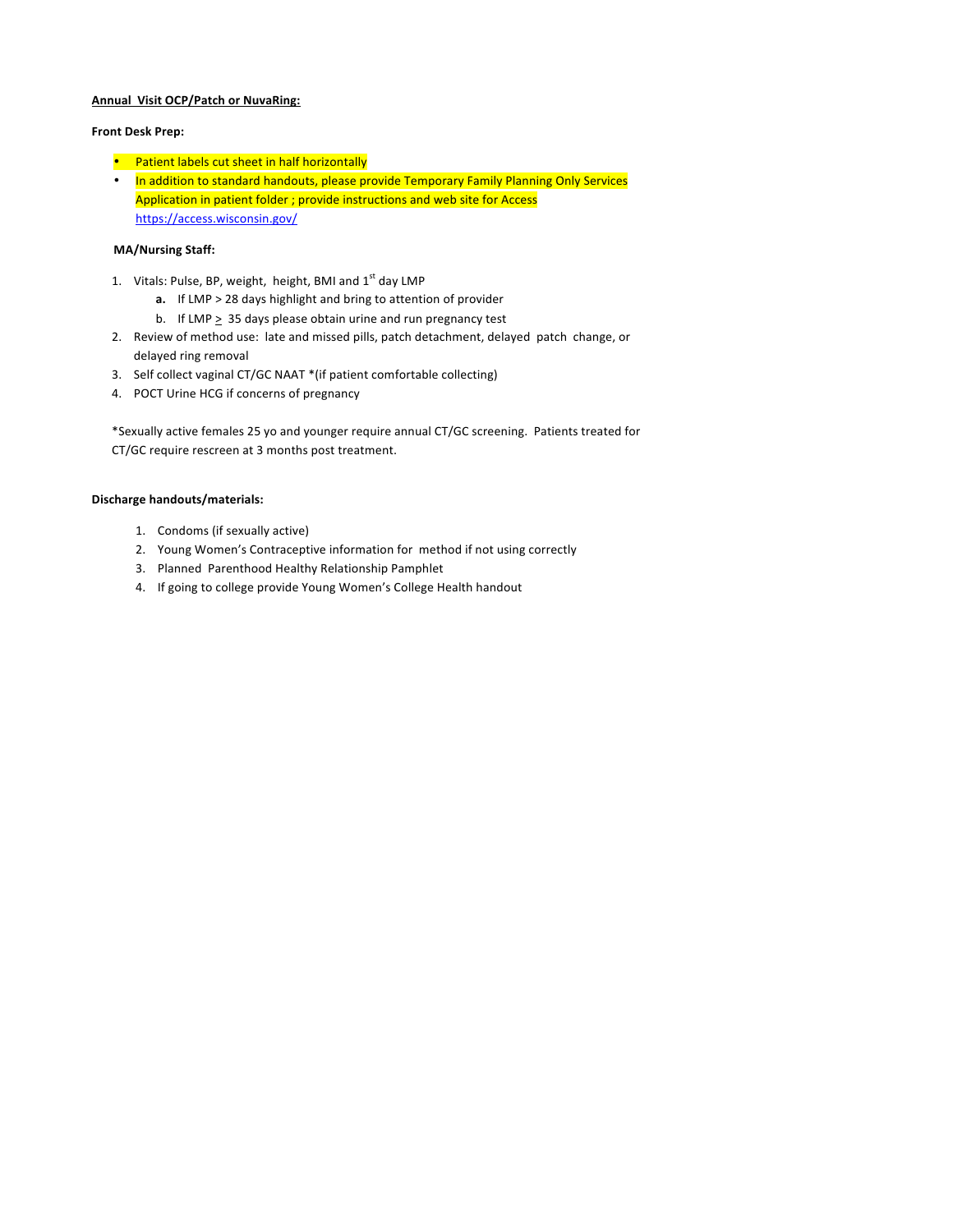**Annual Visit OCP/Patch or NuvaRing:**

**Front Desk Prep:**

- Patient labels cut sheet in half horizontally
- In addition to standard handouts, please provide Temporary Family Planning Only Services Application in patient folder ; provide instructions and web site for Access https://access.wisconsin.gov/

**MA/Nursing Staff:**

1. Vitals: Pulse, BP, weight, height, BMI and 1st day LMP
   a. If LMP > 28 days highlight and bring to attention of provider
   b. If LMP ≥ 35 days please obtain urine and run pregnancy test
2. Review of method use: late and missed pills, patch detachment, delayed patch change, or delayed ring removal
3. Self collect vaginal CT/GC NAAT *(if patient comfortable collecting)
4. POCT Urine HCG if concerns of pregnancy

*Sexually active females 25 yo and younger require annual CT/GC screening. Patients treated for CT/GC require rescreen at 3 months post treatment.

**Discharge handouts/materials:**

1. Condoms (if sexually active)
2. Young Women's Contraceptive information for method if not using correctly
3. Planned Parenthood Healthy Relationship Pamphlet
4. If going to college provide Young Women's College Health handout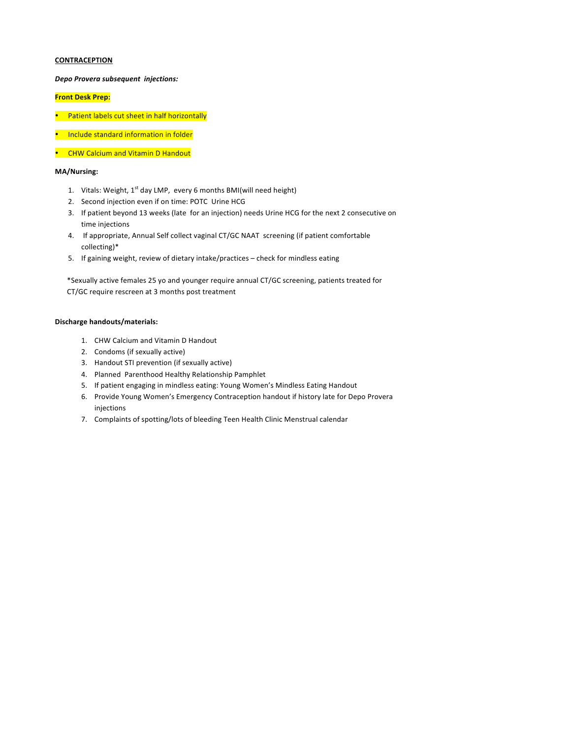**<u>CONTRACEPTION</u>**

***Depo Provera subsequent injections:***

**Front Desk Prep:**

- Patient labels cut sheet in half horizontally
- Include standard information in folder
- CHW Calcium and Vitamin D Handout

**MA/Nursing:**

1. Vitals: Weight, 1st day LMP, every 6 months BMI(will need height)
2. Second injection even if on time: POTC Urine HCG
3. If patient beyond 13 weeks (late for an injection) needs Urine HCG for the next 2 consecutive on time injections
4. If appropriate, Annual Self collect vaginal CT/GC NAAT screening (if patient comfortable collecting)*
5. If gaining weight, review of dietary intake/practices – check for mindless eating

*Sexually active females 25 yo and younger require annual CT/GC screening, patients treated for CT/GC require rescreen at 3 months post treatment

**Discharge handouts/materials:**

1. CHW Calcium and Vitamin D Handout
2. Condoms (if sexually active)
3. Handout STI prevention (if sexually active)
4. Planned Parenthood Healthy Relationship Pamphlet
5. If patient engaging in mindless eating: Young Women's Mindless Eating Handout
6. Provide Young Women's Emergency Contraception handout if history late for Depo Provera injections
7. Complaints of spotting/lots of bleeding Teen Health Clinic Menstrual calendar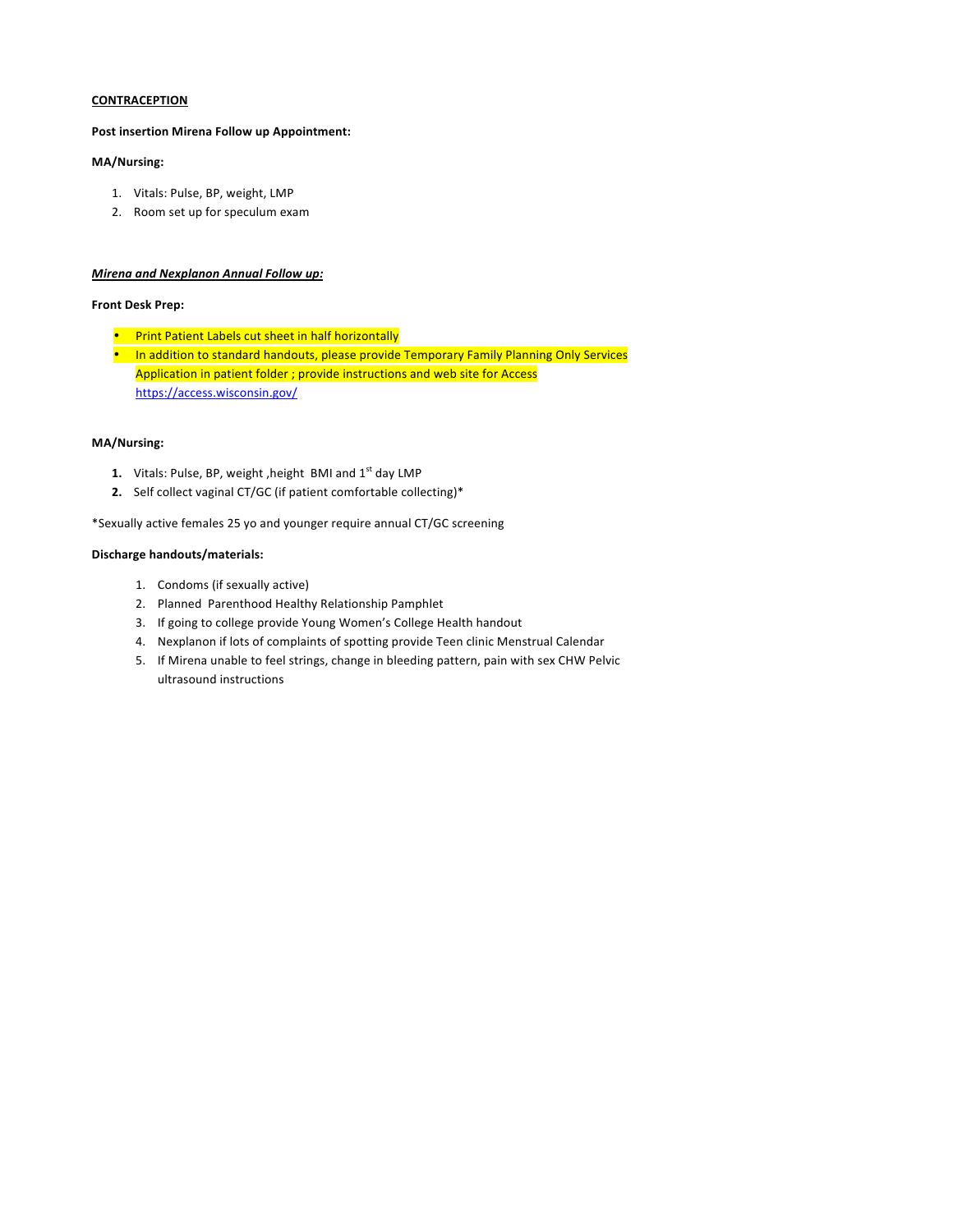**<u>CONTRACEPTION</u>**

**Post insertion Mirena Follow up Appointment:**

**MA/Nursing:**

1. Vitals: Pulse, BP, weight, LMP
2. Room set up for speculum exam

***<u>Mirena and Nexplanon Annual Follow up:</u>***

**Front Desk Prep:**

- Print Patient Labels cut sheet in half horizontally
- In addition to standard handouts, please provide Temporary Family Planning Only Services Application in patient folder ; provide instructions and web site for Access https://access.wisconsin.gov/

**MA/Nursing:**

1. Vitals: Pulse, BP, weight ,height BMI and 1st day LMP
2. Self collect vaginal CT/GC (if patient comfortable collecting)*

*Sexually active females 25 yo and younger require annual CT/GC screening

**Discharge handouts/materials:**

1. Condoms (if sexually active)
2. Planned Parenthood Healthy Relationship Pamphlet
3. If going to college provide Young Women's College Health handout
4. Nexplanon if lots of complaints of spotting provide Teen clinic Menstrual Calendar
5. If Mirena unable to feel strings, change in bleeding pattern, pain with sex CHW Pelvic ultrasound instructions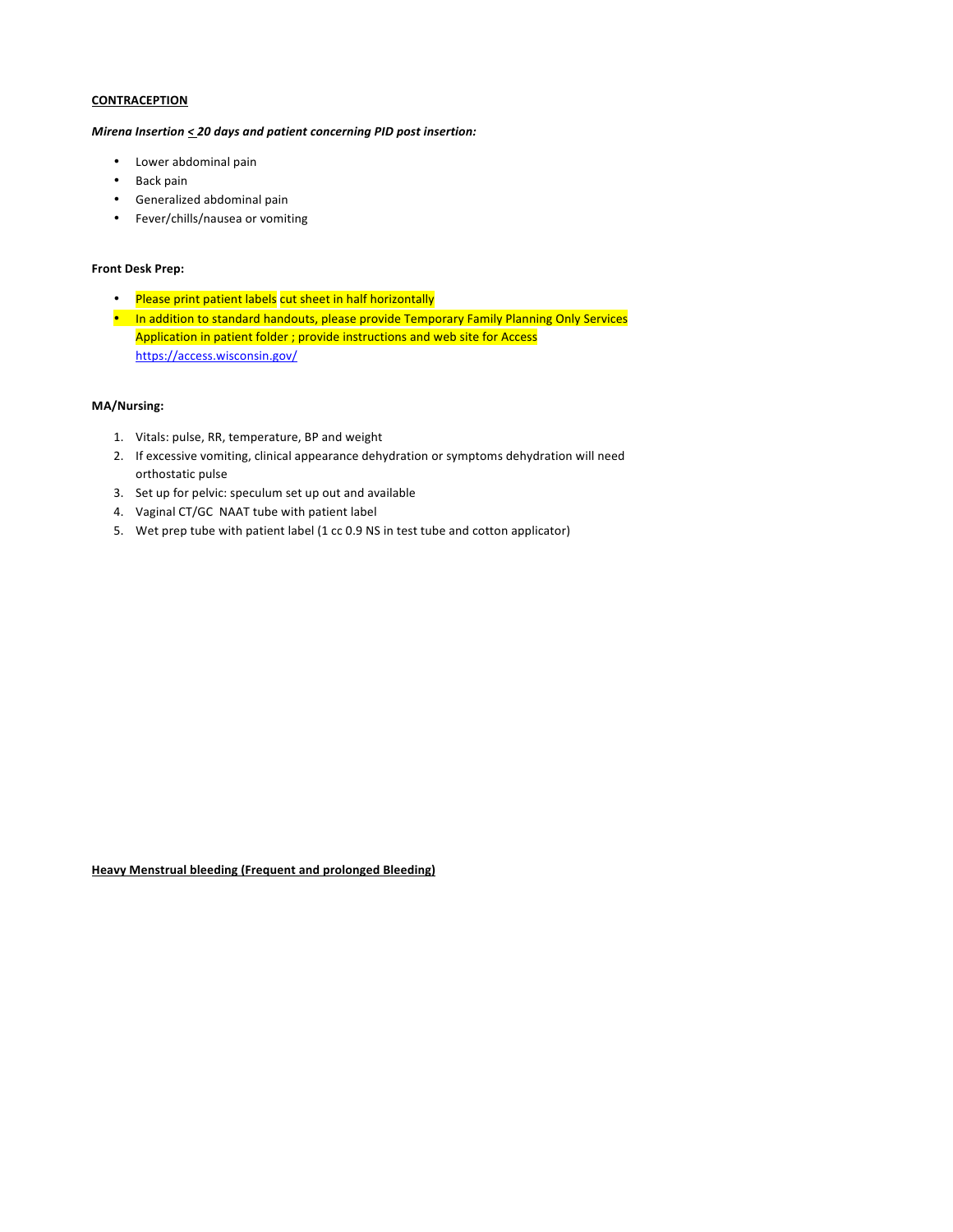**<u>CONTRACEPTION</u>**

***Mirena Insertion <u><</u> 20 days and patient concerning PID post insertion:***

- Lower abdominal pain
- Back pain
- Generalized abdominal pain
- Fever/chills/nausea or vomiting

**Front Desk Prep:**

- Please print patient labels cut sheet in half horizontally
- In addition to standard handouts, please provide Temporary Family Planning Only Services Application in patient folder ; provide instructions and web site for Access https://access.wisconsin.gov/

**MA/Nursing:**

1. Vitals: pulse, RR, temperature, BP and weight
2. If excessive vomiting, clinical appearance dehydration or symptoms dehydration will need orthostatic pulse
3. Set up for pelvic: speculum set up out and available
4. Vaginal CT/GC NAAT tube with patient label
5. Wet prep tube with patient label (1 cc 0.9 NS in test tube and cotton applicator)

**<u>Heavy Menstrual bleeding (Frequent and prolonged Bleeding)</u>**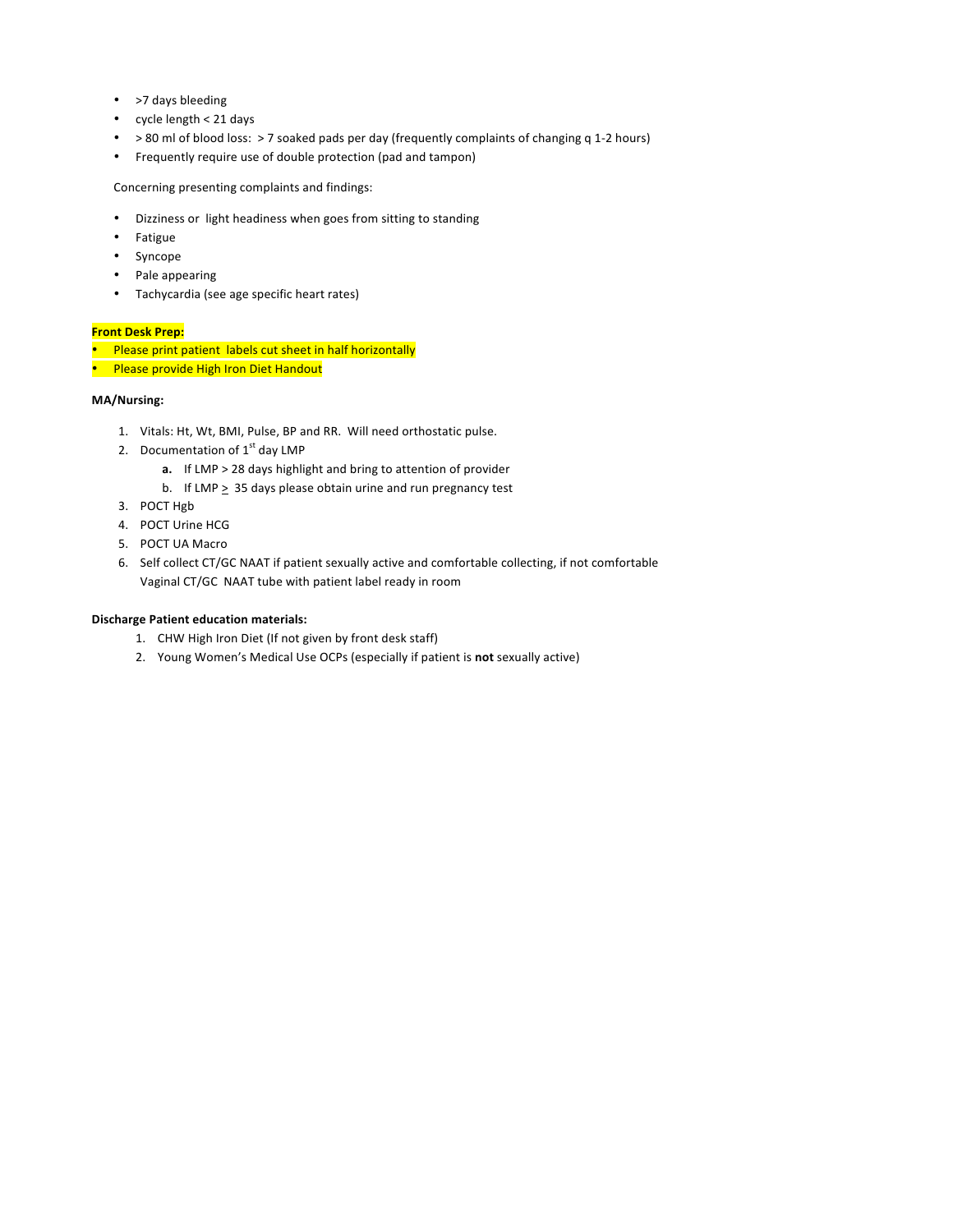- >7 days bleeding
- cycle length < 21 days
- > 80 ml of blood loss:  > 7 soaked pads per day (frequently complaints of changing q 1-2 hours)
- Frequently require use of double protection (pad and tampon)

Concerning presenting complaints and findings:

- Dizziness or  light headiness when goes from sitting to standing
- Fatigue
- Syncope
- Pale appearing
- Tachycardia (see age specific heart rates)

**Front Desk Prep:**

- Please print patient  labels cut sheet in half horizontally
- Please provide High Iron Diet Handout

**MA/Nursing:**

1. Vitals: Ht, Wt, BMI, Pulse, BP and RR.  Will need orthostatic pulse.
2. Documentation of 1st day LMP
   a. If LMP > 28 days highlight and bring to attention of provider
   b. If LMP ≥ 35 days please obtain urine and run pregnancy test
3. POCT Hgb
4. POCT Urine HCG
5. POCT UA Macro
6. Self collect CT/GC NAAT if patient sexually active and comfortable collecting, if not comfortable Vaginal CT/GC  NAAT tube with patient label ready in room

**Discharge Patient education materials:**

1. CHW High Iron Diet (If not given by front desk staff)
2. Young Women's Medical Use OCPs (especially if patient is **not** sexually active)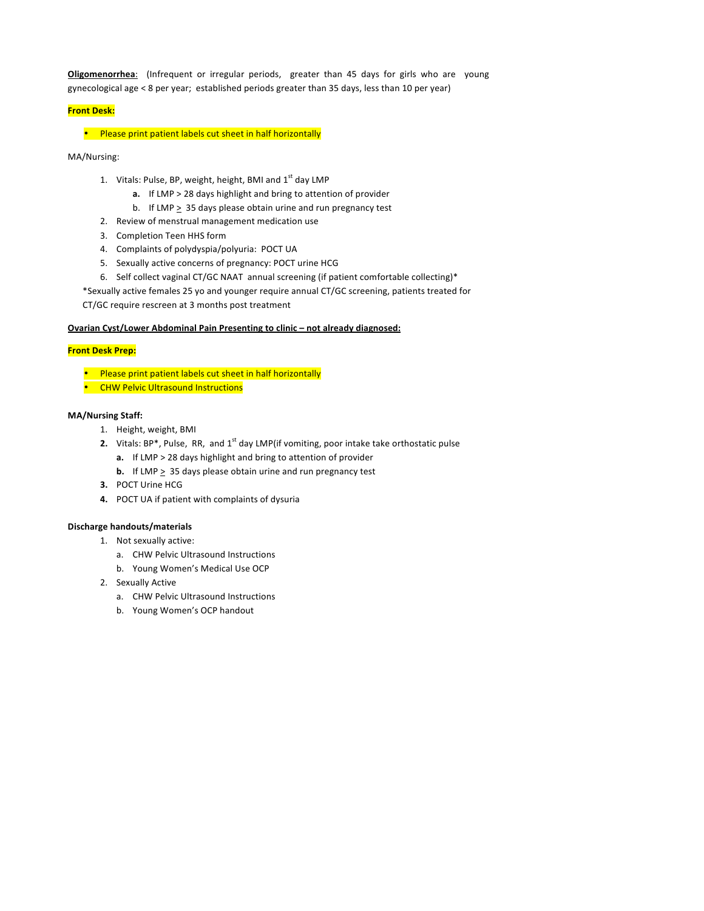**<u>Oligomenorrhea</u>**: (Infrequent or irregular periods, greater than 45 days for girls who are young gynecological age < 8 per year; established periods greater than 35 days, less than 10 per year)

**Front Desk:**

- Please print patient labels cut sheet in half horizontally

MA/Nursing:

1. Vitals: Pulse, BP, weight, height, BMI and 1st day LMP
   a. If LMP > 28 days highlight and bring to attention of provider
   b. If LMP ≥ 35 days please obtain urine and run pregnancy test
2. Review of menstrual management medication use
3. Completion Teen HHS form
4. Complaints of polydyspia/polyuria: POCT UA
5. Sexually active concerns of pregnancy: POCT urine HCG
6. Self collect vaginal CT/GC NAAT annual screening (if patient comfortable collecting)*

*Sexually active females 25 yo and younger require annual CT/GC screening, patients treated for CT/GC require rescreen at 3 months post treatment

**<u>Ovarian Cyst/Lower Abdominal Pain Presenting to clinic – not already diagnosed:</u>**

**Front Desk Prep:**

- Please print patient labels cut sheet in half horizontally
- CHW Pelvic Ultrasound Instructions

**MA/Nursing Staff:**

1. Height, weight, BMI
2. Vitals: BP*, Pulse, RR, and 1st day LMP(if vomiting, poor intake take orthostatic pulse
   a. If LMP > 28 days highlight and bring to attention of provider
   b. If LMP ≥ 35 days please obtain urine and run pregnancy test
3. POCT Urine HCG
4. POCT UA if patient with complaints of dysuria

**Discharge handouts/materials**

1. Not sexually active:
   a. CHW Pelvic Ultrasound Instructions
   b. Young Women's Medical Use OCP
2. Sexually Active
   a. CHW Pelvic Ultrasound Instructions
   b. Young Women's OCP handout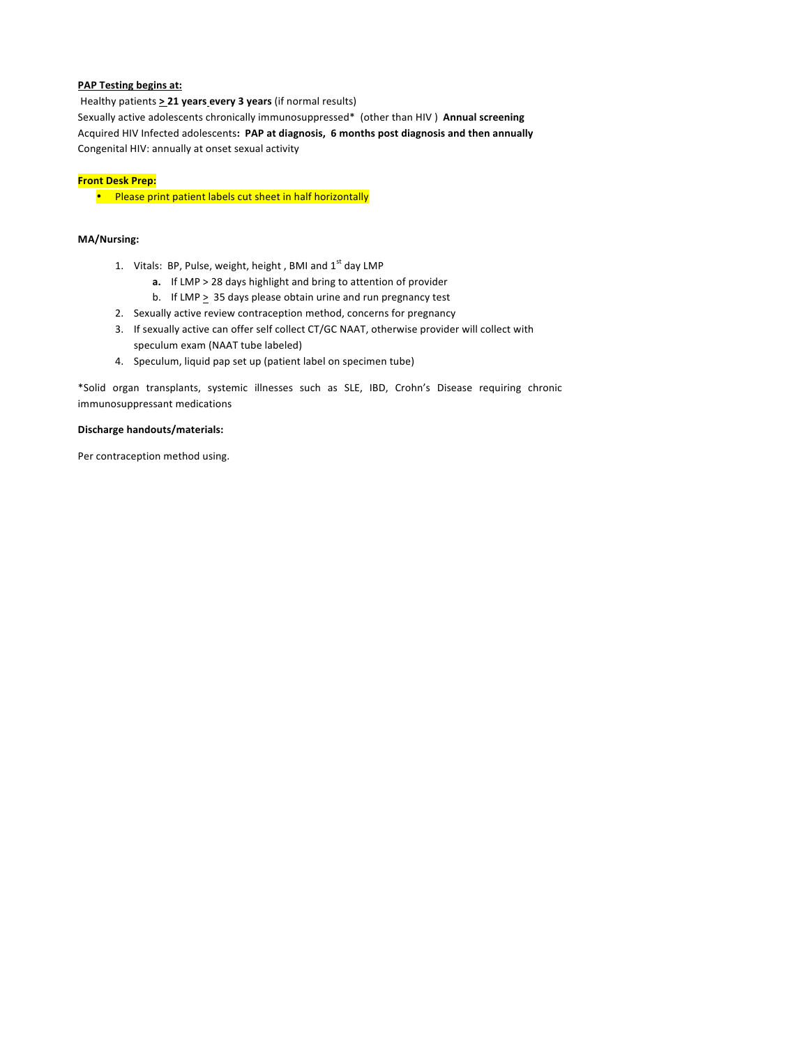**PAP Testing begins at:**

Healthy patients **≥ 21 years every 3 years** (if normal results)
Sexually active adolescents chronically immunosuppressed* (other than HIV) **Annual screening**
Acquired HIV Infected adolescents**: PAP at diagnosis, 6 months post diagnosis and then annually**
Congenital HIV: annually at onset sexual activity

**Front Desk Prep:**

- Please print patient labels cut sheet in half horizontally

**MA/Nursing:**

1. Vitals: BP, Pulse, weight, height, BMI and 1st day LMP
   a. If LMP > 28 days highlight and bring to attention of provider
   b. If LMP ≥ 35 days please obtain urine and run pregnancy test
2. Sexually active review contraception method, concerns for pregnancy
3. If sexually active can offer self collect CT/GC NAAT, otherwise provider will collect with speculum exam (NAAT tube labeled)
4. Speculum, liquid pap set up (patient label on specimen tube)

*Solid organ transplants, systemic illnesses such as SLE, IBD, Crohn's Disease requiring chronic immunosuppressant medications

**Discharge handouts/materials:**

Per contraception method using.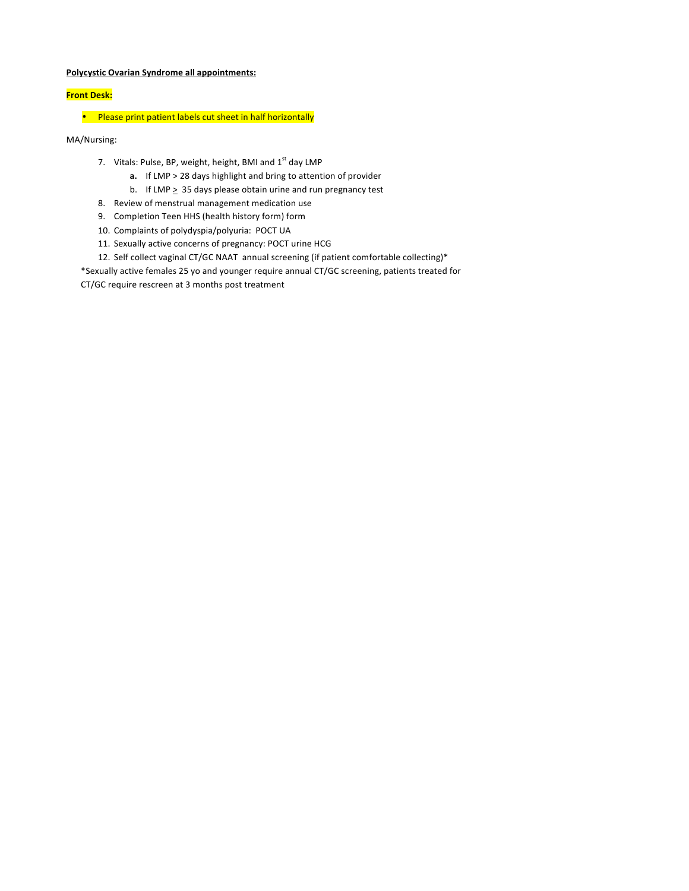**<u>Polycystic Ovarian Syndrome all appointments:</u>**

**Front Desk:**

- Please print patient labels cut sheet in half horizontally

MA/Nursing:

7. Vitals: Pulse, BP, weight, height, BMI and 1st day LMP
    a. If LMP > 28 days highlight and bring to attention of provider
    b. If LMP $\geq$ 35 days please obtain urine and run pregnancy test
8. Review of menstrual management medication use
9. Completion Teen HHS (health history form) form
10. Complaints of polydyspia/polyuria: POCT UA
11. Sexually active concerns of pregnancy: POCT urine HCG
12. Self collect vaginal CT/GC NAAT annual screening (if patient comfortable collecting)*

*Sexually active females 25 yo and younger require annual CT/GC screening, patients treated for CT/GC require rescreen at 3 months post treatment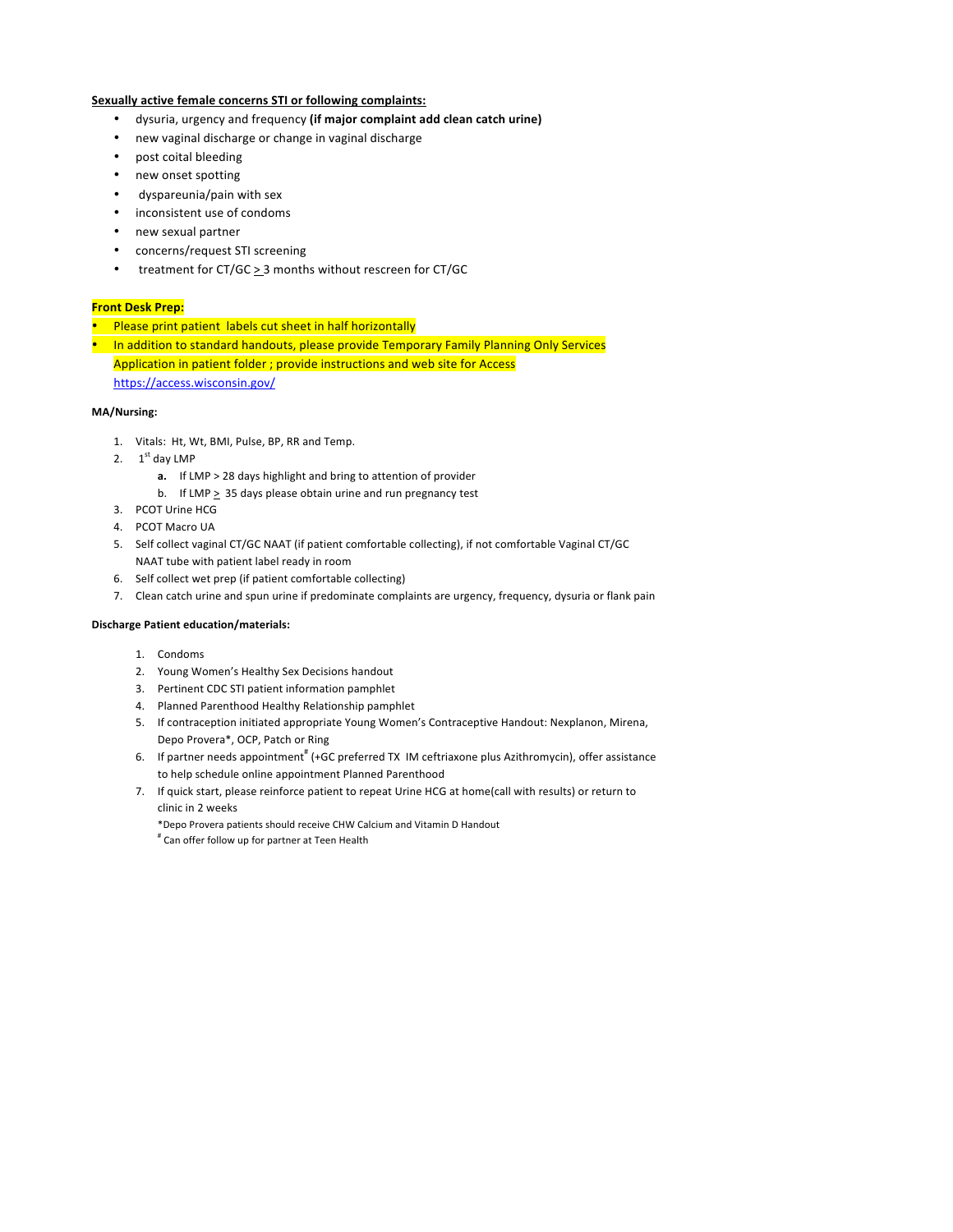**<u>Sexually active female concerns STI or following complaints:</u>**

- dysuria, urgency and frequency **(if major complaint add clean catch urine)**
- new vaginal discharge or change in vaginal discharge
- post coital bleeding
- new onset spotting
- dyspareunia/pain with sex
- inconsistent use of condoms
- new sexual partner
- concerns/request STI screening
- treatment for CT/GC ≥ 3 months without rescreen for CT/GC

**Front Desk Prep:**

- Please print patient labels cut sheet in half horizontally
- In addition to standard handouts, please provide Temporary Family Planning Only Services Application in patient folder ; provide instructions and web site for Access https://access.wisconsin.gov/

**MA/Nursing:**

1. Vitals: Ht, Wt, BMI, Pulse, BP, RR and Temp.
2. 1st day LMP
   a. If LMP > 28 days highlight and bring to attention of provider
   b. If LMP ≥ 35 days please obtain urine and run pregnancy test
3. PCOT Urine HCG
4. PCOT Macro UA
5. Self collect vaginal CT/GC NAAT (if patient comfortable collecting), if not comfortable Vaginal CT/GC NAAT tube with patient label ready in room
6. Self collect wet prep (if patient comfortable collecting)
7. Clean catch urine and spun urine if predominate complaints are urgency, frequency, dysuria or flank pain

**Discharge Patient education/materials:**

1. Condoms
2. Young Women's Healthy Sex Decisions handout
3. Pertinent CDC STI patient information pamphlet
4. Planned Parenthood Healthy Relationship pamphlet
5. If contraception initiated appropriate Young Women's Contraceptive Handout: Nexplanon, Mirena, Depo Provera*, OCP, Patch or Ring
6. If partner needs appointment# (+GC preferred TX IM ceftriaxone plus Azithromycin), offer assistance to help schedule online appointment Planned Parenthood
7. If quick start, please reinforce patient to repeat Urine HCG at home(call with results) or return to clinic in 2 weeks

*Depo Provera patients should receive CHW Calcium and Vitamin D Handout

# Can offer follow up for partner at Teen Health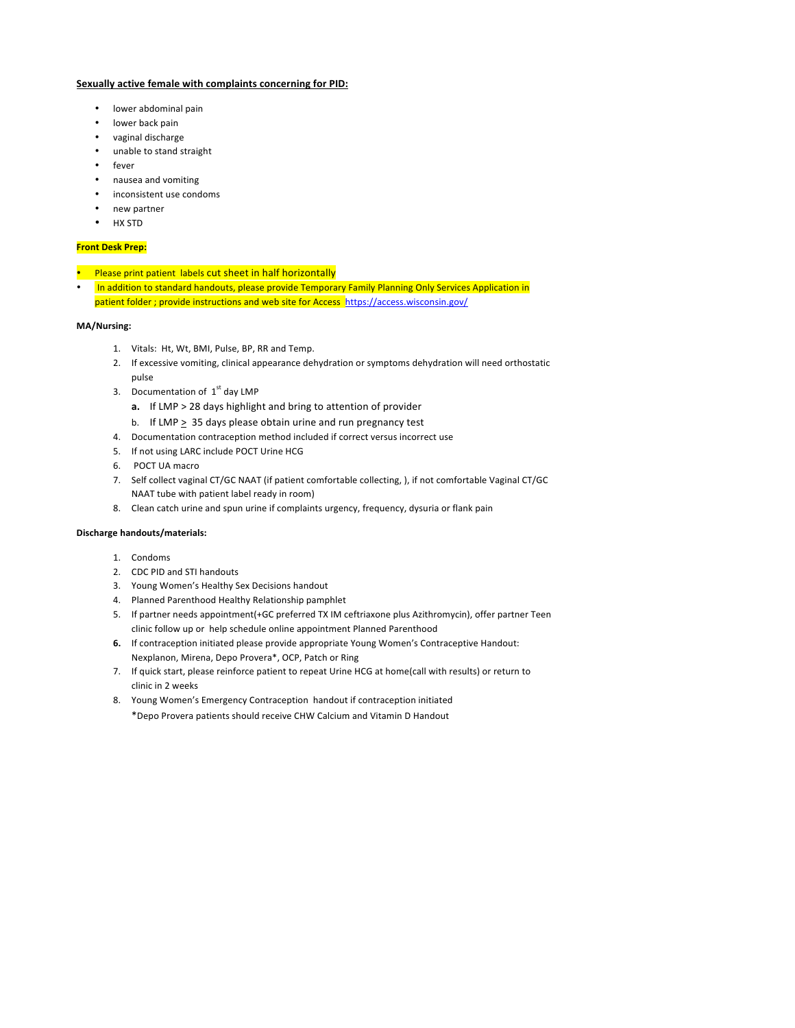**Sexually active female with complaints concerning for PID:**

- lower abdominal pain
- lower back pain
- vaginal discharge
- unable to stand straight
- fever
- nausea and vomiting
- inconsistent use condoms
- new partner
- HX STD

**Front Desk Prep:**

- Please print patient labels cut sheet in half horizontally
- In addition to standard handouts, please provide Temporary Family Planning Only Services Application in patient folder ; provide instructions and web site for Access https://access.wisconsin.gov/

**MA/Nursing:**

1. Vitals: Ht, Wt, BMI, Pulse, BP, RR and Temp.
2. If excessive vomiting, clinical appearance dehydration or symptoms dehydration will need orthostatic pulse
3. Documentation of 1st day LMP
   a. If LMP > 28 days highlight and bring to attention of provider
   b. If LMP ≥ 35 days please obtain urine and run pregnancy test
4. Documentation contraception method included if correct versus incorrect use
5. If not using LARC include POCT Urine HCG
6. POCT UA macro
7. Self collect vaginal CT/GC NAAT (if patient comfortable collecting, ), if not comfortable Vaginal CT/GC NAAT tube with patient label ready in room)
8. Clean catch urine and spun urine if complaints urgency, frequency, dysuria or flank pain

**Discharge handouts/materials:**

1. Condoms
2. CDC PID and STI handouts
3. Young Women's Healthy Sex Decisions handout
4. Planned Parenthood Healthy Relationship pamphlet
5. If partner needs appointment(+GC preferred TX IM ceftriaxone plus Azithromycin), offer partner Teen clinic follow up or help schedule online appointment Planned Parenthood
6. If contraception initiated please provide appropriate Young Women's Contraceptive Handout: Nexplanon, Mirena, Depo Provera*, OCP, Patch or Ring
7. If quick start, please reinforce patient to repeat Urine HCG at home(call with results) or return to clinic in 2 weeks
8. Young Women's Emergency Contraception handout if contraception initiated
   *Depo Provera patients should receive CHW Calcium and Vitamin D Handout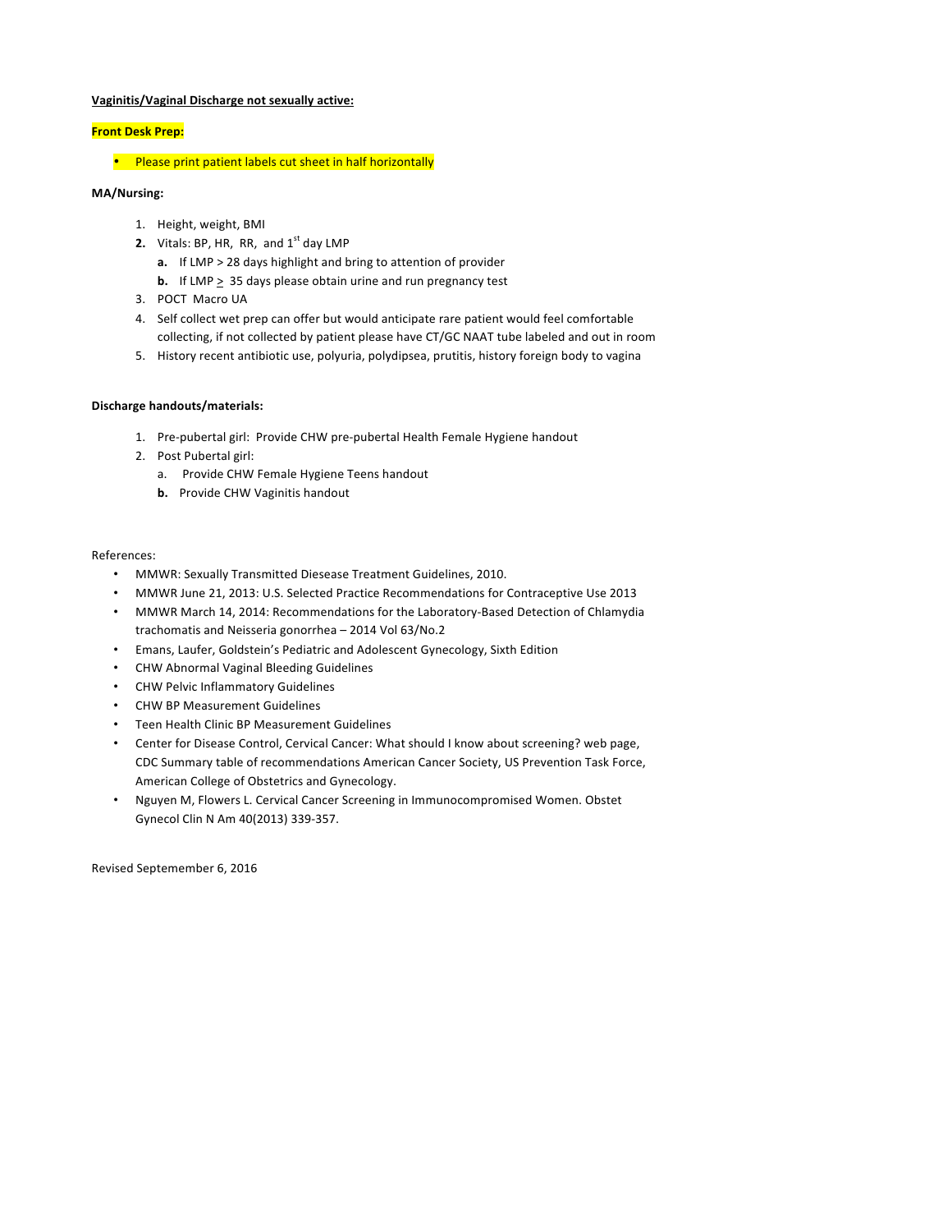**Vaginitis/Vaginal Discharge not sexually active:**

**Front Desk Prep:**

- Please print patient labels cut sheet in half horizontally

**MA/Nursing:**

1. Height, weight, BMI
2. Vitals: BP, HR, RR, and 1st day LMP
   a. If LMP > 28 days highlight and bring to attention of provider
   b. If LMP ≥ 35 days please obtain urine and run pregnancy test
3. POCT Macro UA
4. Self collect wet prep can offer but would anticipate rare patient would feel comfortable collecting, if not collected by patient please have CT/GC NAAT tube labeled and out in room
5. History recent antibiotic use, polyuria, polydipsea, prutitis, history foreign body to vagina

**Discharge handouts/materials:**

1. Pre-pubertal girl: Provide CHW pre-pubertal Health Female Hygiene handout
2. Post Pubertal girl:
   a. Provide CHW Female Hygiene Teens handout
   b. Provide CHW Vaginitis handout

References:

- MMWR: Sexually Transmitted Diesease Treatment Guidelines, 2010.
- MMWR June 21, 2013: U.S. Selected Practice Recommendations for Contraceptive Use 2013
- MMWR March 14, 2014: Recommendations for the Laboratory-Based Detection of Chlamydia trachomatis and Neisseria gonorrhea – 2014 Vol 63/No.2
- Emans, Laufer, Goldstein's Pediatric and Adolescent Gynecology, Sixth Edition
- CHW Abnormal Vaginal Bleeding Guidelines
- CHW Pelvic Inflammatory Guidelines
- CHW BP Measurement Guidelines
- Teen Health Clinic BP Measurement Guidelines
- Center for Disease Control, Cervical Cancer: What should I know about screening? web page, CDC Summary table of recommendations American Cancer Society, US Prevention Task Force, American College of Obstetrics and Gynecology.
- Nguyen M, Flowers L. Cervical Cancer Screening in Immunocompromised Women. Obstet Gynecol Clin N Am 40(2013) 339-357.

Revised Septemember 6, 2016